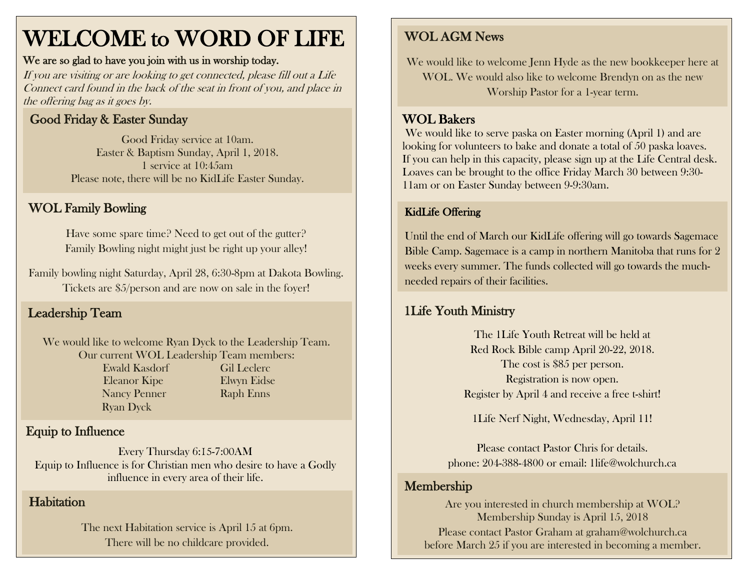# WELCOME to WORD OF LIFE

**We are so glad to have you join with us in worship today.**

*If you are visiting or are looking to get connected, please fill out a Life Connect card found in the back of the seat in front of you, and place in the offering bag as it goes by.*

## Good Friday & Easter Sunday

Good Friday service at 10am.
Easter & Baptism Sunday, April 1, 2018.
1 service at 10:45am
Please note, there will be no KidLife Easter Sunday.

## WOL Family Bowling

Have some spare time? Need to get out of the gutter?
Family Bowling night might just be right up your alley!

Family bowling night Saturday, April 28, 6:30-8pm at Dakota Bowling.
Tickets are $5/person and are now on sale in the foyer!

## Leadership Team

We would like to welcome Ryan Dyck to the Leadership Team.
Our current WOL Leadership Team members:

| | |
|---|---|
| Ewald Kasdorf | Gil Leclerc |
| Eleanor Kipe | Elwyn Eidse |
| Nancy Penner | Raph Enns |
| Ryan Dyck | |

## Equip to Influence

Every Thursday 6:15-7:00AM
Equip to Influence is for Christian men who desire to have a Godly influence in every area of their life.

## Habitation

The next Habitation service is April 15 at 6pm.
There will be no childcare provided.

## WOL AGM News

We would like to welcome Jenn Hyde as the new bookkeeper here at WOL. We would also like to welcome Brendyn on as the new Worship Pastor for a 1-year term.

## WOL Bakers

We would like to serve paska on Easter morning (April 1) and are looking for volunteers to bake and donate a total of 50 paska loaves. If you can help in this capacity, please sign up at the Life Central desk. Loaves can be brought to the office Friday March 30 between 9:30-11am or on Easter Sunday between 9-9:30am.

## KidLife Offering

Until the end of March our KidLife offering will go towards Sagemace Bible Camp. Sagemace is a camp in northern Manitoba that runs for 2 weeks every summer. The funds collected will go towards the much-needed repairs of their facilities.

## 1Life Youth Ministry

The 1Life Youth Retreat will be held at
Red Rock Bible camp April 20-22, 2018.
The cost is $85 per person.
Registration is now open.
Register by April 4 and receive a free t-shirt!

1Life Nerf Night, Wednesday, April 11!

Please contact Pastor Chris for details.
phone: 204-388-4800 or email: 1life@wolchurch.ca

## Membership

Are you interested in church membership at WOL?
Membership Sunday is April 15, 2018
Please contact Pastor Graham at graham@wolchurch.ca
before March 25 if you are interested in becoming a member.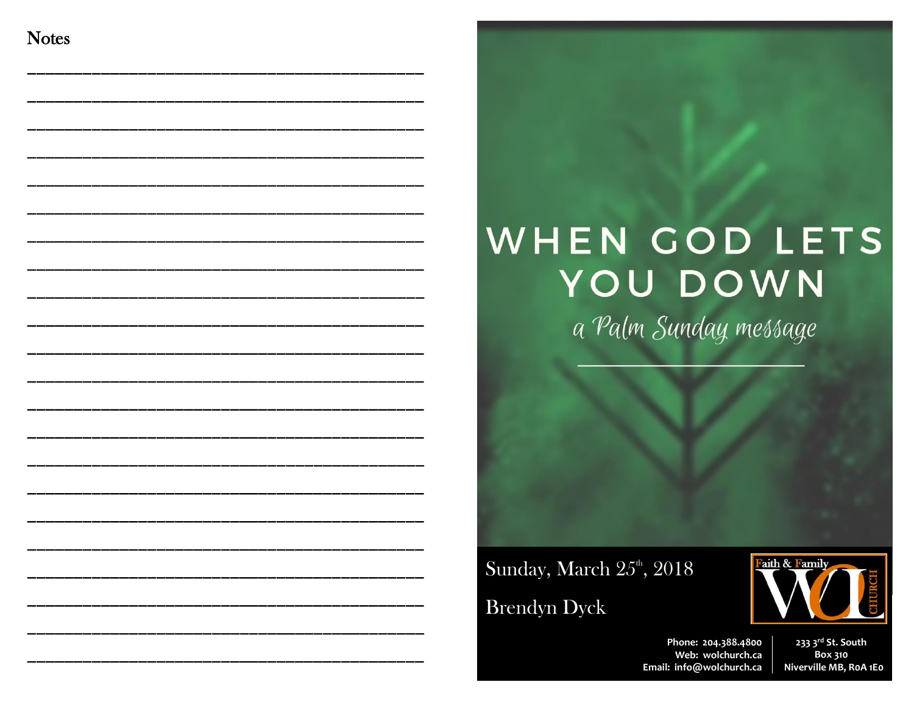## Notes

_______________________________________________

_______________________________________________

_______________________________________________

_______________________________________________

_______________________________________________

_______________________________________________

_______________________________________________

_______________________________________________

_______________________________________________

_______________________________________________

_______________________________________________

_______________________________________________

_______________________________________________

_______________________________________________

_______________________________________________

_______________________________________________

_______________________________________________

_______________________________________________

_______________________________________________

_______________________________________________

_______________________________________________

_______________________________________________

# WHEN GOD LETS YOU DOWN

*a Palm Sunday message*

Sunday, March 25th, 2018

Brendyn Dyck

Faith & Family WOL CHURCH

Phone: 204.388.4800
Web: wolchurch.ca
Email: info@wolchurch.ca

233 3rd St. South
Box 310
Niverville MB, R0A 1E0